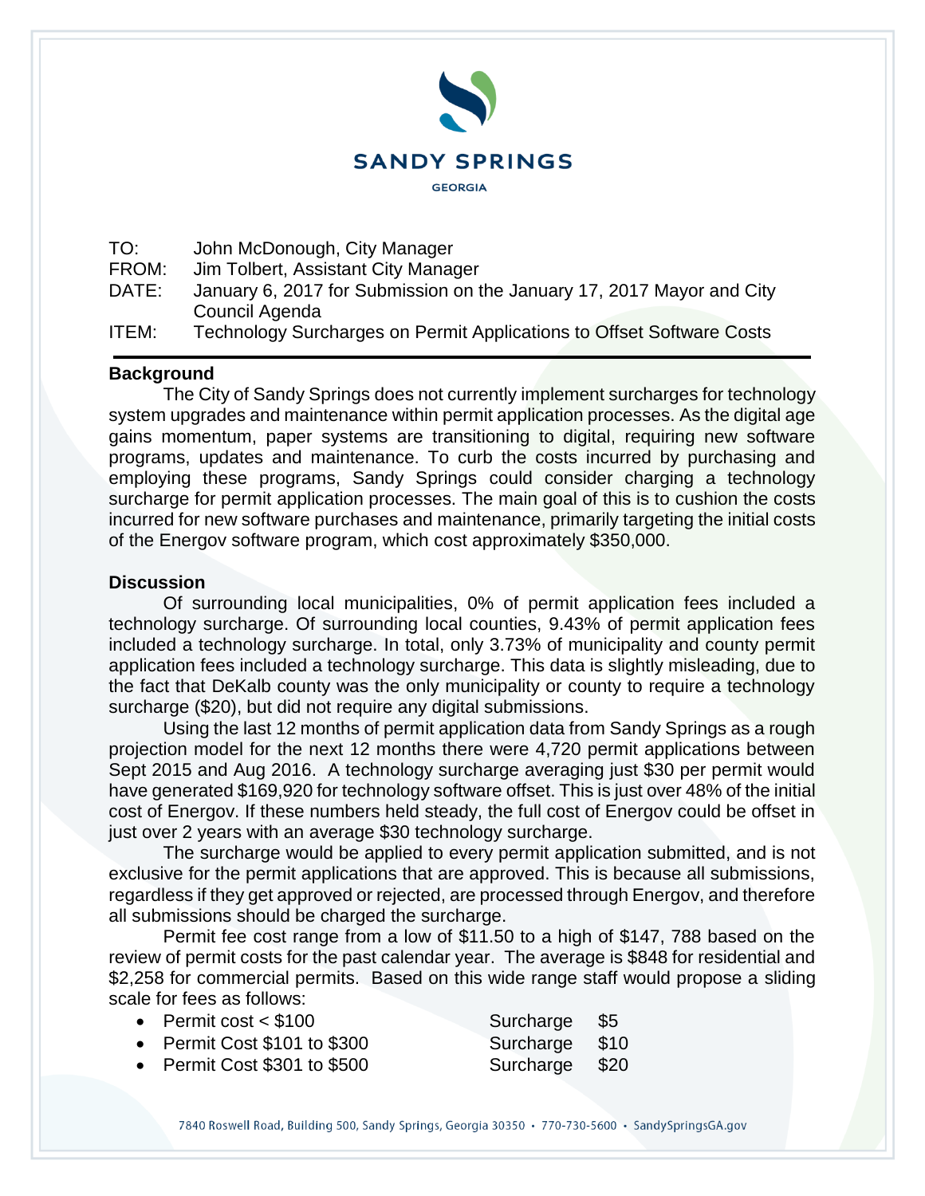**SANDY SPRINGS**
GEORGIA

TO: John McDonough, City Manager
FROM: Jim Tolbert, Assistant City Manager
DATE: January 6, 2017 for Submission on the January 17, 2017 Mayor and City Council Agenda
ITEM: Technology Surcharges on Permit Applications to Offset Software Costs

---

**Background**

The City of Sandy Springs does not currently implement surcharges for technology system upgrades and maintenance within permit application processes. As the digital age gains momentum, paper systems are transitioning to digital, requiring new software programs, updates and maintenance. To curb the costs incurred by purchasing and employing these programs, Sandy Springs could consider charging a technology surcharge for permit application processes. The main goal of this is to cushion the costs incurred for new software purchases and maintenance, primarily targeting the initial costs of the Energov software program, which cost approximately $350,000.

**Discussion**

Of surrounding local municipalities, 0% of permit application fees included a technology surcharge. Of surrounding local counties, 9.43% of permit application fees included a technology surcharge. In total, only 3.73% of municipality and county permit application fees included a technology surcharge. This data is slightly misleading, due to the fact that DeKalb county was the only municipality or county to require a technology surcharge ($20), but did not require any digital submissions.

Using the last 12 months of permit application data from Sandy Springs as a rough projection model for the next 12 months there were 4,720 permit applications between Sept 2015 and Aug 2016. A technology surcharge averaging just $30 per permit would have generated $169,920 for technology software offset. This is just over 48% of the initial cost of Energov. If these numbers held steady, the full cost of Energov could be offset in just over 2 years with an average $30 technology surcharge.

The surcharge would be applied to every permit application submitted, and is not exclusive for the permit applications that are approved. This is because all submissions, regardless if they get approved or rejected, are processed through Energov, and therefore all submissions should be charged the surcharge.

Permit fee cost range from a low of $11.50 to a high of $147, 788 based on the review of permit costs for the past calendar year. The average is $848 for residential and $2,258 for commercial permits. Based on this wide range staff would propose a sliding scale for fees as follows:

- Permit cost < $100 Surcharge $5
- Permit Cost $101 to $300 Surcharge $10
- Permit Cost $301 to $500 Surcharge $20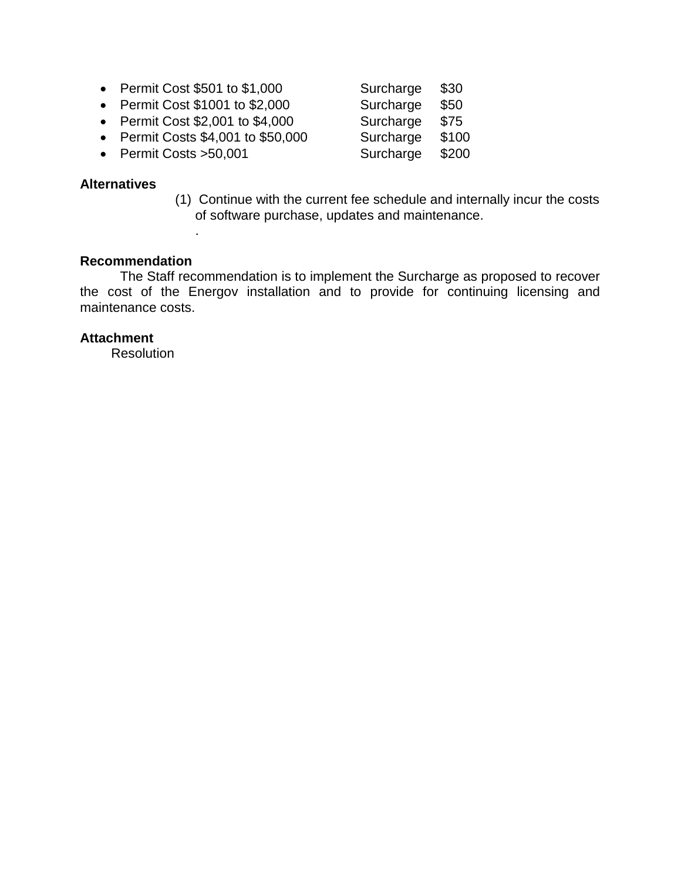- Permit Cost $501 to $1,000 Surcharge $30
- Permit Cost $1001 to $2,000 Surcharge $50
- Permit Cost $2,001 to $4,000 Surcharge $75
- Permit Costs $4,001 to $50,000 Surcharge $100
- Permit Costs >50,001 Surcharge $200

**Alternatives**

(1) Continue with the current fee schedule and internally incur the costs of software purchase, updates and maintenance.
.

**Recommendation**

The Staff recommendation is to implement the Surcharge as proposed to recover the cost of the Energov installation and to provide for continuing licensing and maintenance costs.

**Attachment**

Resolution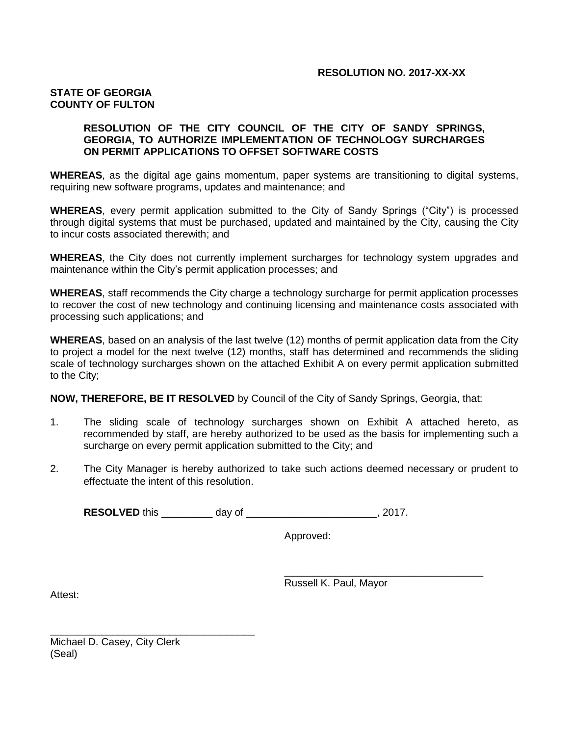**RESOLUTION NO. 2017-XX-XX**

**STATE OF GEORGIA**
**COUNTY OF FULTON**

**RESOLUTION OF THE CITY COUNCIL OF THE CITY OF SANDY SPRINGS, GEORGIA, TO AUTHORIZE IMPLEMENTATION OF TECHNOLOGY SURCHARGES ON PERMIT APPLICATIONS TO OFFSET SOFTWARE COSTS**

**WHEREAS**, as the digital age gains momentum, paper systems are transitioning to digital systems, requiring new software programs, updates and maintenance; and

**WHEREAS**, every permit application submitted to the City of Sandy Springs ("City") is processed through digital systems that must be purchased, updated and maintained by the City, causing the City to incur costs associated therewith; and

**WHEREAS**, the City does not currently implement surcharges for technology system upgrades and maintenance within the City's permit application processes; and

**WHEREAS**, staff recommends the City charge a technology surcharge for permit application processes to recover the cost of new technology and continuing licensing and maintenance costs associated with processing such applications; and

**WHEREAS**, based on an analysis of the last twelve (12) months of permit application data from the City to project a model for the next twelve (12) months, staff has determined and recommends the sliding scale of technology surcharges shown on the attached Exhibit A on every permit application submitted to the City;

**NOW, THEREFORE, BE IT RESOLVED** by Council of the City of Sandy Springs, Georgia, that:

1. The sliding scale of technology surcharges shown on Exhibit A attached hereto, as recommended by staff, are hereby authorized to be used as the basis for implementing such a surcharge on every permit application submitted to the City; and

2. The City Manager is hereby authorized to take such actions deemed necessary or prudent to effectuate the intent of this resolution.

**RESOLVED** this _________ day of ______________________, 2017.

Approved:

___________________________________
Russell K. Paul, Mayor

Attest:

____________________________________
Michael D. Casey, City Clerk
(Seal)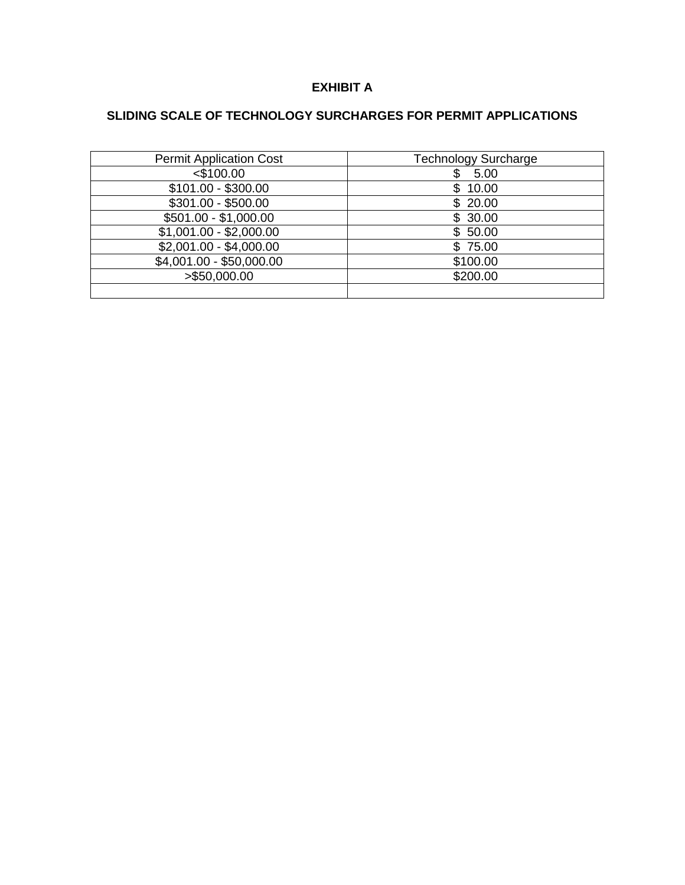**EXHIBIT A**

**SLIDING SCALE OF TECHNOLOGY SURCHARGES FOR PERMIT APPLICATIONS**

| Permit Application Cost | Technology Surcharge |
|---|---|
| <$100.00 | $ 5.00 |
| $101.00 - $300.00 | $ 10.00 |
| $301.00 - $500.00 | $ 20.00 |
| $501.00 - $1,000.00 | $ 30.00 |
| $1,001.00 - $2,000.00 | $ 50.00 |
| $2,001.00 - $4,000.00 | $ 75.00 |
| $4,001.00 - $50,000.00 | $100.00 |
| >$50,000.00 | $200.00 |
| | |